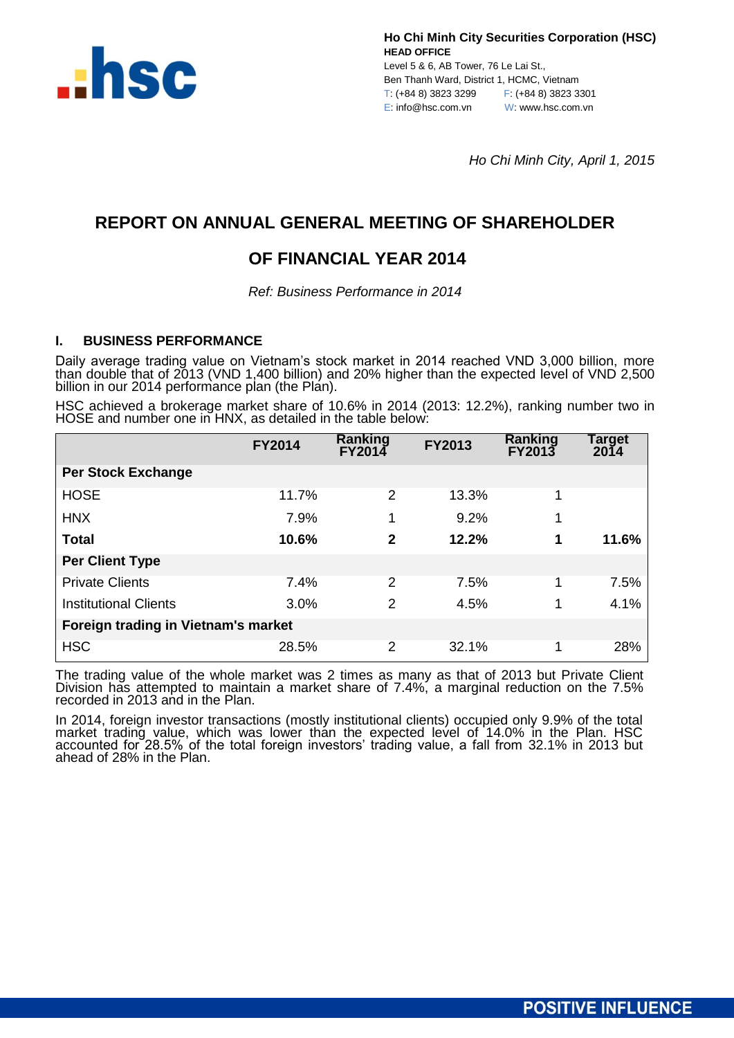Ho Chi Minh City Securities Corporation (HSC)
**HEAD OFFICE**
Level 5 & 6, AB Tower, 76 Le Lai St.,
Ben Thanh Ward, District 1, HCMC, Vietnam
T: (+84 8) 3823 3299 F: (+84 8) 3823 3301
E: info@hsc.com.vn W: www.hsc.com.vn

*Ho Chi Minh City, April 1, 2015*

# REPORT ON ANNUAL GENERAL MEETING OF SHAREHOLDER

# OF FINANCIAL YEAR 2014

*Ref: Business Performance in 2014*

## I. BUSINESS PERFORMANCE

Daily average trading value on Vietnam's stock market in 2014 reached VND 3,000 billion, more than double that of 2013 (VND 1,400 billion) and 20% higher than the expected level of VND 2,500 billion in our 2014 performance plan (the Plan).

HSC achieved a brokerage market share of 10.6% in 2014 (2013: 12.2%), ranking number two in HOSE and number one in HNX, as detailed in the table below:

| | FY2014 | Ranking FY2014 | FY2013 | Ranking FY2013 | Target 2014 |
|---|---|---|---|---|---|
| **Per Stock Exchange** | | | | | |
| HOSE | 11.7% | 2 | 13.3% | 1 | |
| HNX | 7.9% | 1 | 9.2% | 1 | |
| **Total** | **10.6%** | **2** | **12.2%** | **1** | **11.6%** |
| **Per Client Type** | | | | | |
| Private Clients | 7.4% | 2 | 7.5% | 1 | 7.5% |
| Institutional Clients | 3.0% | 2 | 4.5% | 1 | 4.1% |
| **Foreign trading in Vietnam's market** | | | | | |
| HSC | 28.5% | 2 | 32.1% | 1 | 28% |

The trading value of the whole market was 2 times as many as that of 2013 but Private Client Division has attempted to maintain a market share of 7.4%, a marginal reduction on the 7.5% recorded in 2013 and in the Plan.

In 2014, foreign investor transactions (mostly institutional clients) occupied only 9.9% of the total market trading value, which was lower than the expected level of 14.0% in the Plan. HSC accounted for 28.5% of the total foreign investors' trading value, a fall from 32.1% in 2013 but ahead of 28% in the Plan.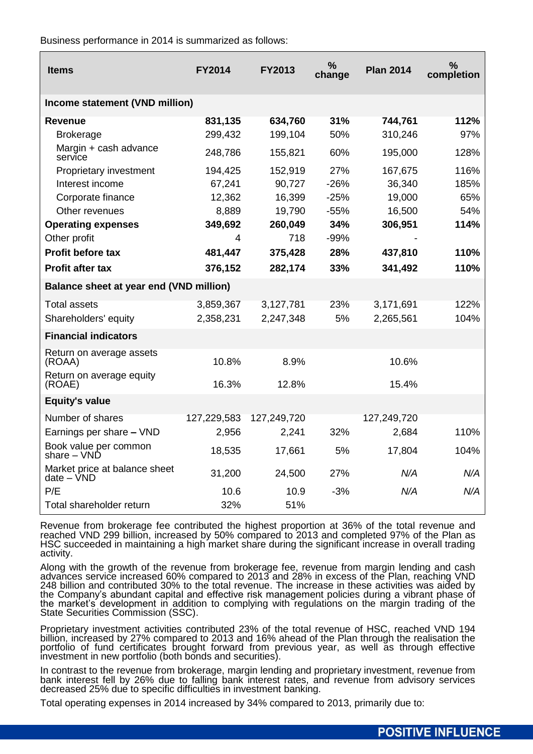Business performance in 2014 is summarized as follows:

| Items | FY2014 | FY2013 | % change | Plan 2014 | % completion |
|---|---|---|---|---|---|
| **Income statement (VND million)** | | | | | |
| **Revenue** | **831,135** | **634,760** | **31%** | **744,761** | **112%** |
| Brokerage | 299,432 | 199,104 | 50% | 310,246 | 97% |
| Margin + cash advance service | 248,786 | 155,821 | 60% | 195,000 | 128% |
| Proprietary investment | 194,425 | 152,919 | 27% | 167,675 | 116% |
| Interest income | 67,241 | 90,727 | -26% | 36,340 | 185% |
| Corporate finance | 12,362 | 16,399 | -25% | 19,000 | 65% |
| Other revenues | 8,889 | 19,790 | -55% | 16,500 | 54% |
| **Operating expenses** | **349,692** | **260,049** | **34%** | **306,951** | **114%** |
| Other profit | 4 | 718 | -99% | - | |
| **Profit before tax** | **481,447** | **375,428** | **28%** | **437,810** | **110%** |
| **Profit after tax** | **376,152** | **282,174** | **33%** | **341,492** | **110%** |
| **Balance sheet at year end (VND million)** | | | | | |
| Total assets | 3,859,367 | 3,127,781 | 23% | 3,171,691 | 122% |
| Shareholders' equity | 2,358,231 | 2,247,348 | 5% | 2,265,561 | 104% |
| **Financial indicators** | | | | | |
| Return on average assets (ROAA) | 10.8% | 8.9% | | 10.6% | |
| Return on average equity (ROAE) | 16.3% | 12.8% | | 15.4% | |
| **Equity's value** | | | | | |
| Number of shares | 127,229,583 | 127,249,720 | | 127,249,720 | |
| Earnings per share – VND | 2,956 | 2,241 | 32% | 2,684 | 110% |
| Book value per common share – VND | 18,535 | 17,661 | 5% | 17,804 | 104% |
| Market price at balance sheet date – VND | 31,200 | 24,500 | 27% | *N/A* | *N/A* |
| P/E | 10.6 | 10.9 | -3% | *N/A* | *N/A* |
| Total shareholder return | 32% | 51% | | | |

Revenue from brokerage fee contributed the highest proportion at 36% of the total revenue and reached VND 299 billion, increased by 50% compared to 2013 and completed 97% of the Plan as HSC succeeded in maintaining a high market share during the significant increase in overall trading activity.

Along with the growth of the revenue from brokerage fee, revenue from margin lending and cash advances service increased 60% compared to 2013 and 28% in excess of the Plan, reaching VND 248 billion and contributed 30% to the total revenue. The increase in these activities was aided by the Company's abundant capital and effective risk management policies during a vibrant phase of the market's development in addition to complying with regulations on the margin trading of the State Securities Commission (SSC).

Proprietary investment activities contributed 23% of the total revenue of HSC, reached VND 194 billion, increased by 27% compared to 2013 and 16% ahead of the Plan through the realisation the portfolio of fund certificates brought forward from previous year, as well as through effective investment in new portfolio (both bonds and securities).

In contrast to the revenue from brokerage, margin lending and proprietary investment, revenue from bank interest fell by 26% due to falling bank interest rates, and revenue from advisory services decreased 25% due to specific difficulties in investment banking.

Total operating expenses in 2014 increased by 34% compared to 2013, primarily due to: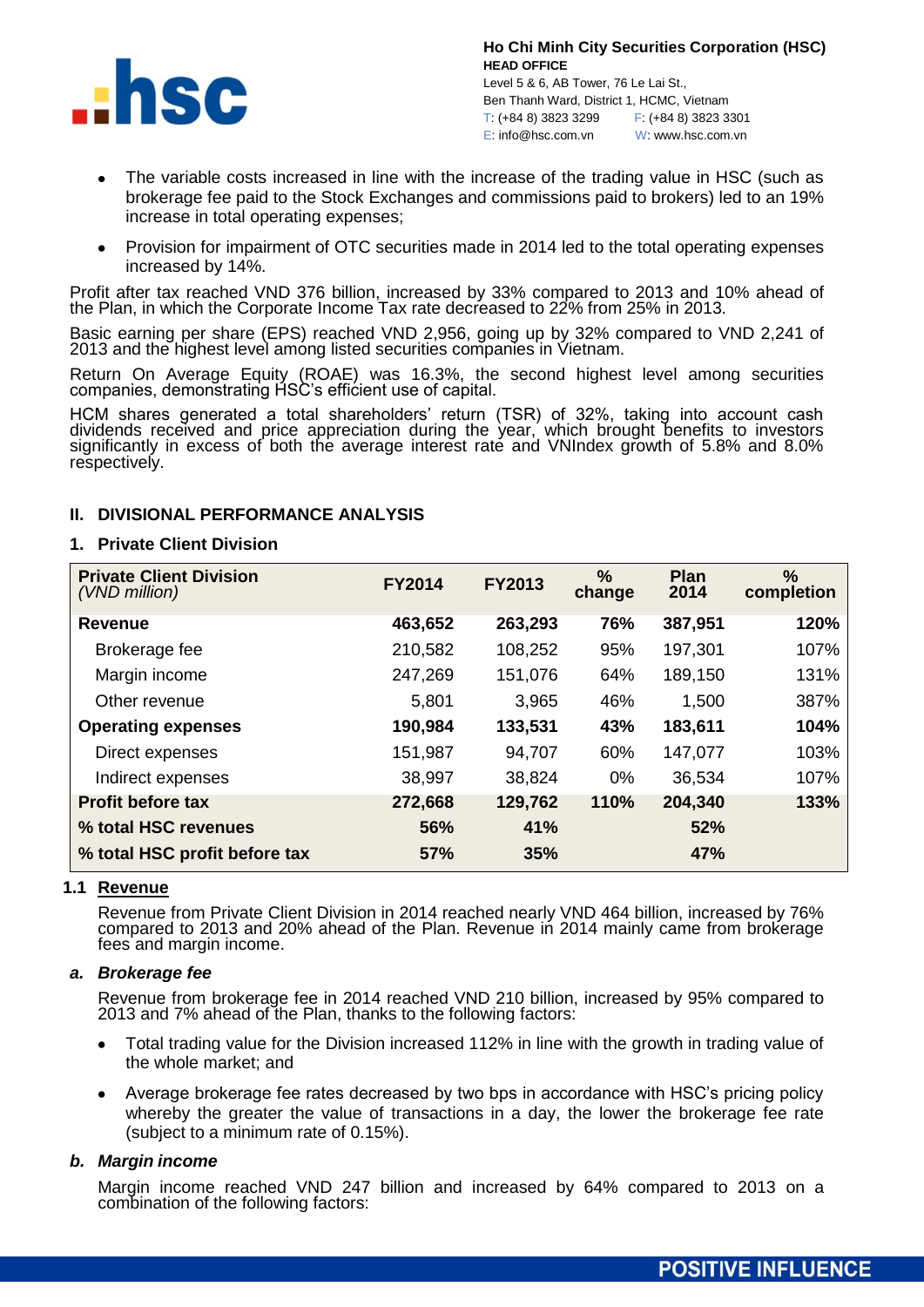- The variable costs increased in line with the increase of the trading value in HSC (such as brokerage fee paid to the Stock Exchanges and commissions paid to brokers) led to an 19% increase in total operating expenses;
- Provision for impairment of OTC securities made in 2014 led to the total operating expenses increased by 14%.

Profit after tax reached VND 376 billion, increased by 33% compared to 2013 and 10% ahead of the Plan, in which the Corporate Income Tax rate decreased to 22% from 25% in 2013.

Basic earning per share (EPS) reached VND 2,956, going up by 32% compared to VND 2,241 of 2013 and the highest level among listed securities companies in Vietnam.

Return On Average Equity (ROAE) was 16.3%, the second highest level among securities companies, demonstrating HSC's efficient use of capital.

HCM shares generated a total shareholders' return (TSR) of 32%, taking into account cash dividends received and price appreciation during the year, which brought benefits to investors significantly in excess of both the average interest rate and VNIndex growth of 5.8% and 8.0% respectively.

## II. DIVISIONAL PERFORMANCE ANALYSIS

### 1. Private Client Division

| **Private Client Division** *(VND million)* | **FY2014** | **FY2013** | **% change** | **Plan 2014** | **% completion** |
|---|---|---|---|---|---|
| **Revenue** | **463,652** | **263,293** | **76%** | **387,951** | **120%** |
| Brokerage fee | 210,582 | 108,252 | 95% | 197,301 | 107% |
| Margin income | 247,269 | 151,076 | 64% | 189,150 | 131% |
| Other revenue | 5,801 | 3,965 | 46% | 1,500 | 387% |
| **Operating expenses** | **190,984** | **133,531** | **43%** | **183,611** | **104%** |
| Direct expenses | 151,987 | 94,707 | 60% | 147,077 | 103% |
| Indirect expenses | 38,997 | 38,824 | 0% | 36,534 | 107% |
| **Profit before tax** | **272,668** | **129,762** | **110%** | **204,340** | **133%** |
| **% total HSC revenues** | **56%** | **41%** | | **52%** | |
| **% total HSC profit before tax** | **57%** | **35%** | | **47%** | |

#### 1.1 Revenue

Revenue from Private Client Division in 2014 reached nearly VND 464 billion, increased by 76% compared to 2013 and 20% ahead of the Plan. Revenue in 2014 mainly came from brokerage fees and margin income.

#### *a. Brokerage fee*

Revenue from brokerage fee in 2014 reached VND 210 billion, increased by 95% compared to 2013 and 7% ahead of the Plan, thanks to the following factors:

- Total trading value for the Division increased 112% in line with the growth in trading value of the whole market; and
- Average brokerage fee rates decreased by two bps in accordance with HSC's pricing policy whereby the greater the value of transactions in a day, the lower the brokerage fee rate (subject to a minimum rate of 0.15%).

#### *b. Margin income*

Margin income reached VND 247 billion and increased by 64% compared to 2013 on a combination of the following factors: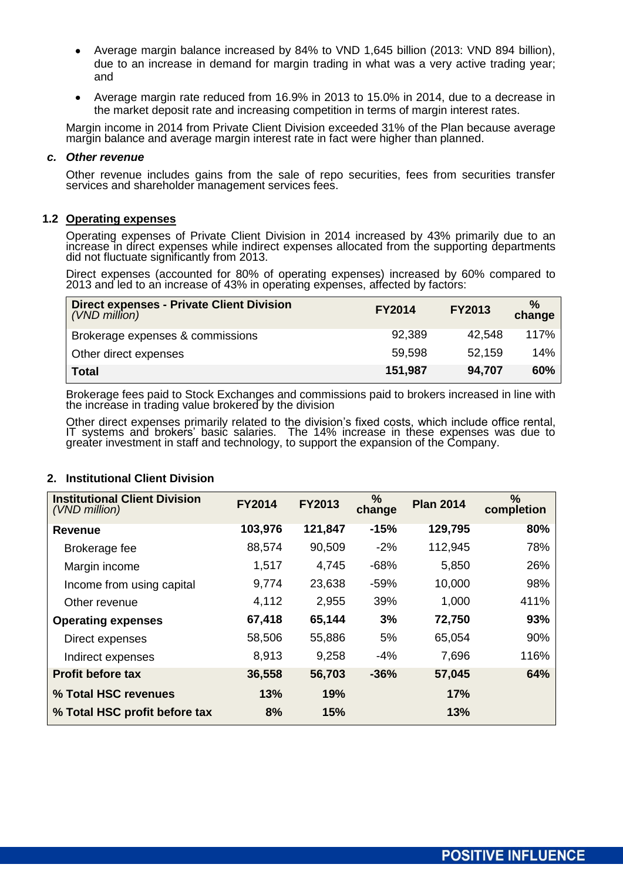- Average margin balance increased by 84% to VND 1,645 billion (2013: VND 894 billion), due to an increase in demand for margin trading in what was a very active trading year; and
- Average margin rate reduced from 16.9% in 2013 to 15.0% in 2014, due to a decrease in the market deposit rate and increasing competition in terms of margin interest rates.

Margin income in 2014 from Private Client Division exceeded 31% of the Plan because average margin balance and average margin interest rate in fact were higher than planned.

***c. Other revenue***

Other revenue includes gains from the sale of repo securities, fees from securities transfer services and shareholder management services fees.

### 1.2 Operating expenses

Operating expenses of Private Client Division in 2014 increased by 43% primarily due to an increase in direct expenses while indirect expenses allocated from the supporting departments did not fluctuate significantly from 2013.

Direct expenses (accounted for 80% of operating expenses) increased by 60% compared to 2013 and led to an increase of 43% in operating expenses, affected by factors:

| **Direct expenses - Private Client Division** *(VND million)* | **FY2014** | **FY2013** | **% change** |
|---|---|---|---|
| Brokerage expenses & commissions | 92,389 | 42,548 | 117% |
| Other direct expenses | 59,598 | 52,159 | 14% |
| **Total** | **151,987** | **94,707** | **60%** |

Brokerage fees paid to Stock Exchanges and commissions paid to brokers increased in line with the increase in trading value brokered by the division

Other direct expenses primarily related to the division's fixed costs, which include office rental, IT systems and brokers' basic salaries. The 14% increase in these expenses was due to greater investment in staff and technology, to support the expansion of the Company.

## 2. Institutional Client Division

| **Institutional Client Division** *(VND million)* | **FY2014** | **FY2013** | **% change** | **Plan 2014** | **% completion** |
|---|---|---|---|---|---|
| **Revenue** | **103,976** | **121,847** | **-15%** | **129,795** | **80%** |
| Brokerage fee | 88,574 | 90,509 | -2% | 112,945 | 78% |
| Margin income | 1,517 | 4,745 | -68% | 5,850 | 26% |
| Income from using capital | 9,774 | 23,638 | -59% | 10,000 | 98% |
| Other revenue | 4,112 | 2,955 | 39% | 1,000 | 411% |
| **Operating expenses** | **67,418** | **65,144** | **3%** | **72,750** | **93%** |
| Direct expenses | 58,506 | 55,886 | 5% | 65,054 | 90% |
| Indirect expenses | 8,913 | 9,258 | -4% | 7,696 | 116% |
| **Profit before tax** | **36,558** | **56,703** | **-36%** | **57,045** | **64%** |
| **% Total HSC revenues** | **13%** | **19%** | | **17%** | |
| **% Total HSC profit before tax** | **8%** | **15%** | | **13%** | |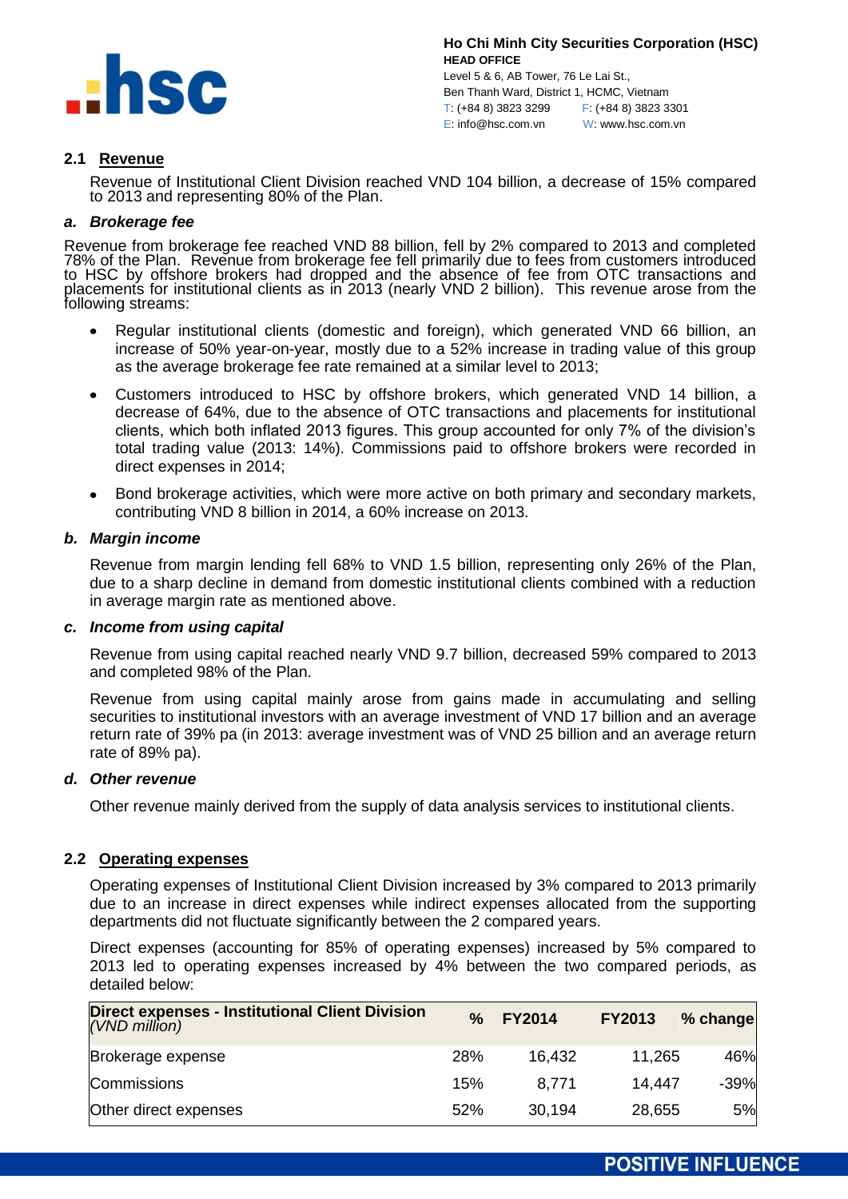## 2.1 Revenue

Revenue of Institutional Client Division reached VND 104 billion, a decrease of 15% compared to 2013 and representing 80% of the Plan.

### a. Brokerage fee

Revenue from brokerage fee reached VND 88 billion, fell by 2% compared to 2013 and completed 78% of the Plan. Revenue from brokerage fee fell primarily due to fees from customers introduced to HSC by offshore brokers had dropped and the absence of fee from OTC transactions and placements for institutional clients as in 2013 (nearly VND 2 billion). This revenue arose from the following streams:

- Regular institutional clients (domestic and foreign), which generated VND 66 billion, an increase of 50% year-on-year, mostly due to a 52% increase in trading value of this group as the average brokerage fee rate remained at a similar level to 2013;
- Customers introduced to HSC by offshore brokers, which generated VND 14 billion, a decrease of 64%, due to the absence of OTC transactions and placements for institutional clients, which both inflated 2013 figures. This group accounted for only 7% of the division's total trading value (2013: 14%). Commissions paid to offshore brokers were recorded in direct expenses in 2014;
- Bond brokerage activities, which were more active on both primary and secondary markets, contributing VND 8 billion in 2014, a 60% increase on 2013.

### b. Margin income

Revenue from margin lending fell 68% to VND 1.5 billion, representing only 26% of the Plan, due to a sharp decline in demand from domestic institutional clients combined with a reduction in average margin rate as mentioned above.

### c. Income from using capital

Revenue from using capital reached nearly VND 9.7 billion, decreased 59% compared to 2013 and completed 98% of the Plan.

Revenue from using capital mainly arose from gains made in accumulating and selling securities to institutional investors with an average investment of VND 17 billion and an average return rate of 39% pa (in 2013: average investment was of VND 25 billion and an average return rate of 89% pa).

### d. Other revenue

Other revenue mainly derived from the supply of data analysis services to institutional clients.

## 2.2 Operating expenses

Operating expenses of Institutional Client Division increased by 3% compared to 2013 primarily due to an increase in direct expenses while indirect expenses allocated from the supporting departments did not fluctuate significantly between the 2 compared years.

Direct expenses (accounting for 85% of operating expenses) increased by 5% compared to 2013 led to operating expenses increased by 4% between the two compared periods, as detailed below:

| **Direct expenses - Institutional Client Division** *(VND million)* | **%** | **FY2014** | **FY2013** | **% change** |
|---|---|---|---|---|
| Brokerage expense | 28% | 16,432 | 11,265 | 46% |
| Commissions | 15% | 8,771 | 14,447 | -39% |
| Other direct expenses | 52% | 30,194 | 28,655 | 5% |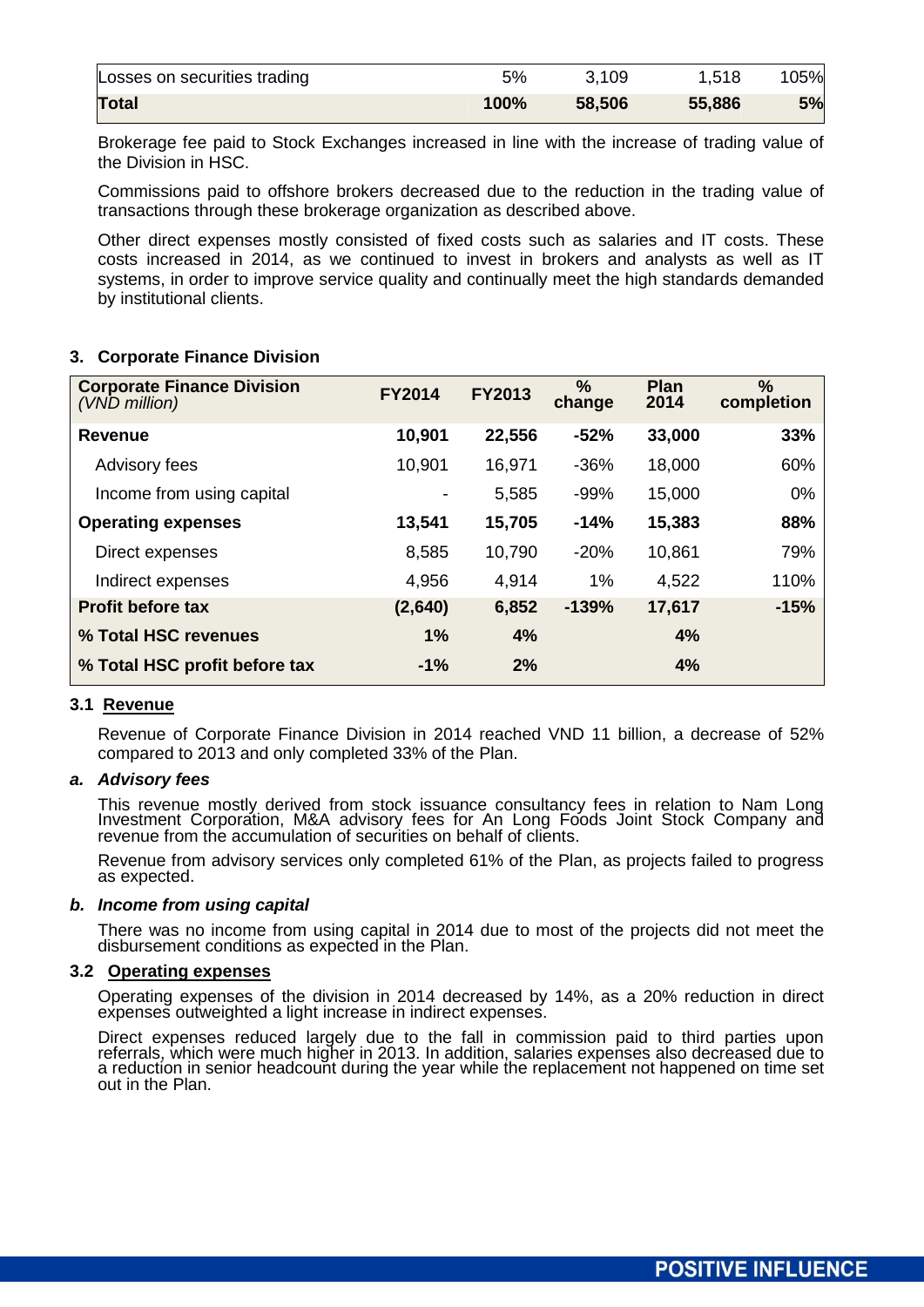| | | | | |
|---|---|---|---|---|
| Losses on securities trading | 5% | 3,109 | 1,518 | 105% |
| **Total** | **100%** | **58,506** | **55,886** | **5%** |

Brokerage fee paid to Stock Exchanges increased in line with the increase of trading value of the Division in HSC.

Commissions paid to offshore brokers decreased due to the reduction in the trading value of transactions through these brokerage organization as described above.

Other direct expenses mostly consisted of fixed costs such as salaries and IT costs. These costs increased in 2014, as we continued to invest in brokers and analysts as well as IT systems, in order to improve service quality and continually meet the high standards demanded by institutional clients.

### 3. Corporate Finance Division

| **Corporate Finance Division** *(VND million)* | **FY2014** | **FY2013** | **% change** | **Plan 2014** | **% completion** |
|---|---|---|---|---|---|
| **Revenue** | **10,901** | **22,556** | **-52%** | **33,000** | **33%** |
| Advisory fees | 10,901 | 16,971 | -36% | 18,000 | 60% |
| Income from using capital | - | 5,585 | -99% | 15,000 | 0% |
| **Operating expenses** | **13,541** | **15,705** | **-14%** | **15,383** | **88%** |
| Direct expenses | 8,585 | 10,790 | -20% | 10,861 | 79% |
| Indirect expenses | 4,956 | 4,914 | 1% | 4,522 | 110% |
| **Profit before tax** | **(2,640)** | **6,852** | **-139%** | **17,617** | **-15%** |
| **% Total HSC revenues** | **1%** | **4%** | | **4%** | |
| **% Total HSC profit before tax** | **-1%** | **2%** | | **4%** | |

#### 3.1 Revenue

Revenue of Corporate Finance Division in 2014 reached VND 11 billion, a decrease of 52% compared to 2013 and only completed 33% of the Plan.

***a. Advisory fees***

This revenue mostly derived from stock issuance consultancy fees in relation to Nam Long Investment Corporation, M&A advisory fees for An Long Foods Joint Stock Company and revenue from the accumulation of securities on behalf of clients.

Revenue from advisory services only completed 61% of the Plan, as projects failed to progress as expected.

***b. Income from using capital***

There was no income from using capital in 2014 due to most of the projects did not meet the disbursement conditions as expected in the Plan.

#### 3.2 Operating expenses

Operating expenses of the division in 2014 decreased by 14%, as a 20% reduction in direct expenses outweighted a light increase in indirect expenses.

Direct expenses reduced largely due to the fall in commission paid to third parties upon referrals, which were much higher in 2013. In addition, salaries expenses also decreased due to a reduction in senior headcount during the year while the replacement not happened on time set out in the Plan.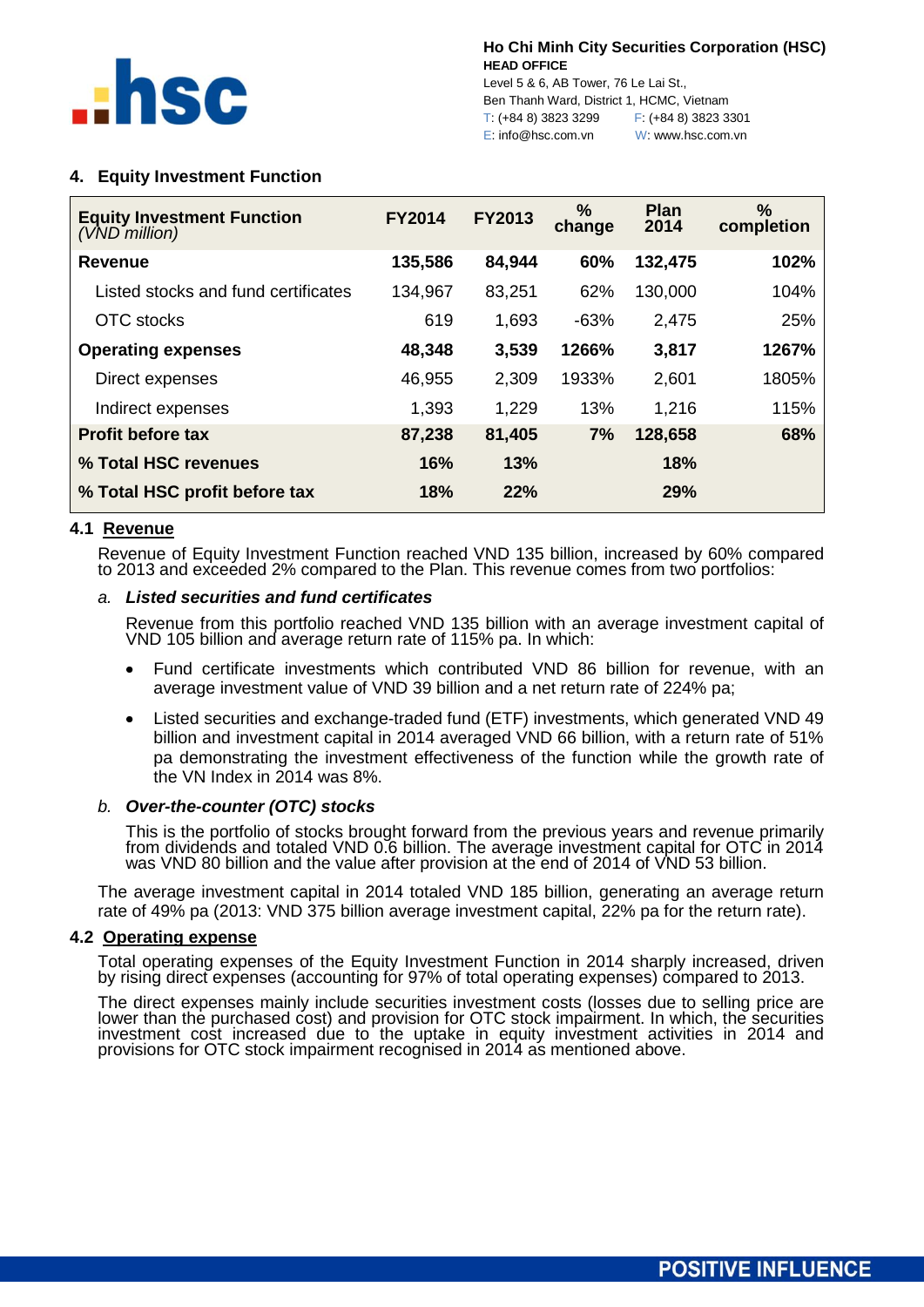## 4. Equity Investment Function

| Equity Investment Function (VND million) | FY2014 | FY2013 | % change | Plan 2014 | % completion |
|---|---|---|---|---|---|
| **Revenue** | **135,586** | **84,944** | **60%** | **132,475** | **102%** |
| Listed stocks and fund certificates | 134,967 | 83,251 | 62% | 130,000 | 104% |
| OTC stocks | 619 | 1,693 | -63% | 2,475 | 25% |
| **Operating expenses** | **48,348** | **3,539** | **1266%** | **3,817** | **1267%** |
| Direct expenses | 46,955 | 2,309 | 1933% | 2,601 | 1805% |
| Indirect expenses | 1,393 | 1,229 | 13% | 1,216 | 115% |
| **Profit before tax** | **87,238** | **81,405** | **7%** | **128,658** | **68%** |
| **% Total HSC revenues** | **16%** | **13%** | | **18%** | |
| **% Total HSC profit before tax** | **18%** | **22%** | | **29%** | |

### 4.1 Revenue

Revenue of Equity Investment Function reached VND 135 billion, increased by 60% compared to 2013 and exceeded 2% compared to the Plan. This revenue comes from two portfolios:

*a.* ***Listed securities and fund certificates***

Revenue from this portfolio reached VND 135 billion with an average investment capital of VND 105 billion and average return rate of 115% pa. In which:

- Fund certificate investments which contributed VND 86 billion for revenue, with an average investment value of VND 39 billion and a net return rate of 224% pa;
- Listed securities and exchange-traded fund (ETF) investments, which generated VND 49 billion and investment capital in 2014 averaged VND 66 billion, with a return rate of 51% pa demonstrating the investment effectiveness of the function while the growth rate of the VN Index in 2014 was 8%.

*b.* ***Over-the-counter (OTC) stocks***

This is the portfolio of stocks brought forward from the previous years and revenue primarily from dividends and totaled VND 0.6 billion. The average investment capital for OTC in 2014 was VND 80 billion and the value after provision at the end of 2014 of VND 53 billion.

The average investment capital in 2014 totaled VND 185 billion, generating an average return rate of 49% pa (2013: VND 375 billion average investment capital, 22% pa for the return rate).

### 4.2 Operating expense

Total operating expenses of the Equity Investment Function in 2014 sharply increased, driven by rising direct expenses (accounting for 97% of total operating expenses) compared to 2013.

The direct expenses mainly include securities investment costs (losses due to selling price are lower than the purchased cost) and provision for OTC stock impairment. In which, the securities investment cost increased due to the uptake in equity investment activities in 2014 and provisions for OTC stock impairment recognised in 2014 as mentioned above.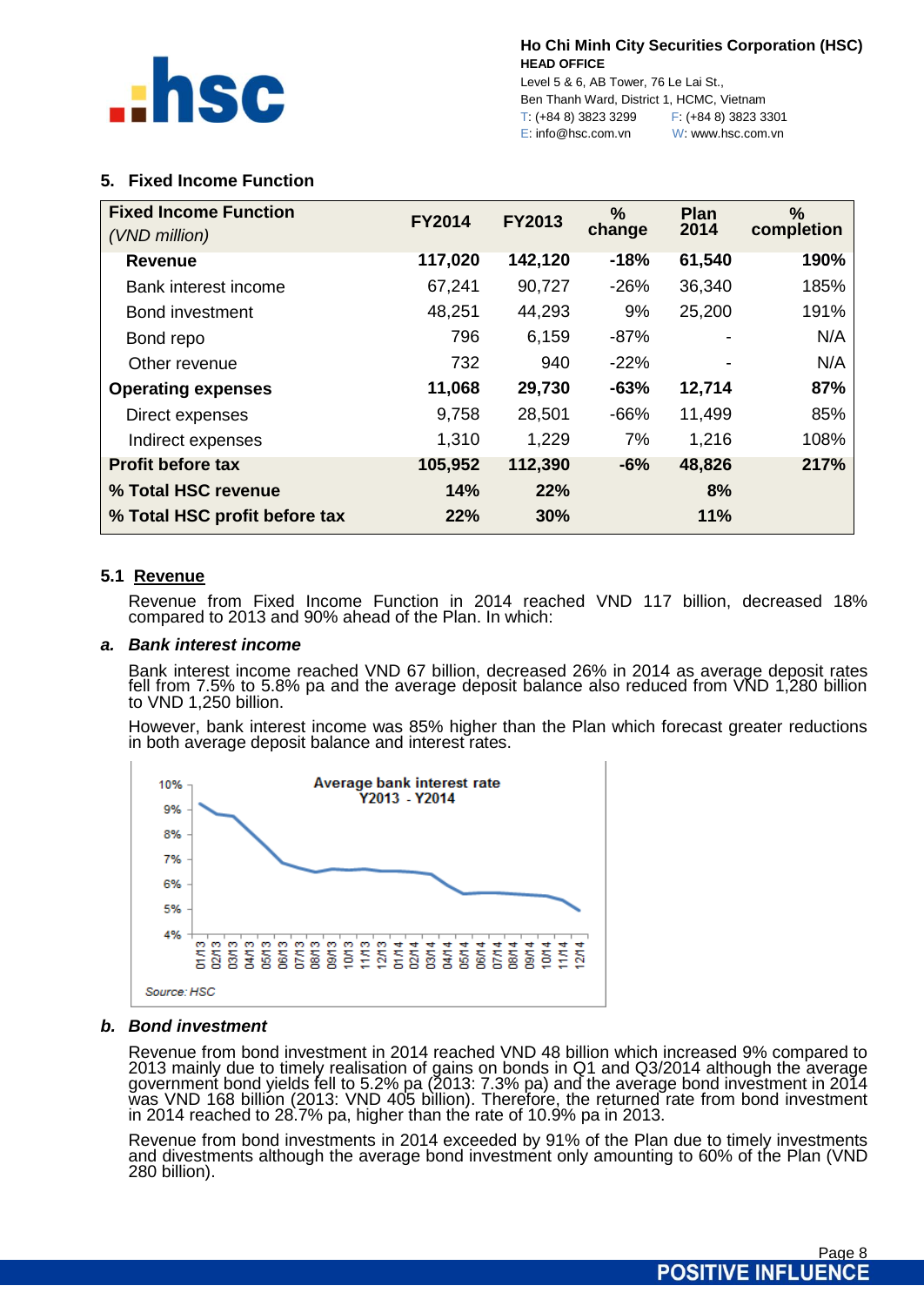## 5. Fixed Income Function

| Fixed Income Function *(VND million)* | FY2014 | FY2013 | % change | Plan 2014 | % completion |
|---|---|---|---|---|---|
| **Revenue** | **117,020** | **142,120** | **-18%** | **61,540** | **190%** |
| Bank interest income | 67,241 | 90,727 | -26% | 36,340 | 185% |
| Bond investment | 48,251 | 44,293 | 9% | 25,200 | 191% |
| Bond repo | 796 | 6,159 | -87% | - | N/A |
| Other revenue | 732 | 940 | -22% | - | N/A |
| **Operating expenses** | **11,068** | **29,730** | **-63%** | **12,714** | **87%** |
| Direct expenses | 9,758 | 28,501 | -66% | 11,499 | 85% |
| Indirect expenses | 1,310 | 1,229 | 7% | 1,216 | 108% |
| **Profit before tax** | **105,952** | **112,390** | **-6%** | **48,826** | **217%** |
| **% Total HSC revenue** | **14%** | **22%** | | **8%** | |
| **% Total HSC profit before tax** | **22%** | **30%** | | **11%** | |

### 5.1 Revenue

Revenue from Fixed Income Function in 2014 reached VND 117 billion, decreased 18% compared to 2013 and 90% ahead of the Plan. In which:

***a. Bank interest income***

Bank interest income reached VND 67 billion, decreased 26% in 2014 as average deposit rates fell from 7.5% to 5.8% pa and the average deposit balance also reduced from VND 1,280 billion to VND 1,250 billion.

However, bank interest income was 85% higher than the Plan which forecast greater reductions in both average deposit balance and interest rates.

Average bank interest rate Y2013 - Y2014

Source: HSC

***b. Bond investment***

Revenue from bond investment in 2014 reached VND 48 billion which increased 9% compared to 2013 mainly due to timely realisation of gains on bonds in Q1 and Q3/2014 although the average government bond yields fell to 5.2% pa (2013: 7.3% pa) and the average bond investment in 2014 was VND 168 billion (2013: VND 405 billion). Therefore, the returned rate from bond investment in 2014 reached to 28.7% pa, higher than the rate of 10.9% pa in 2013.

Revenue from bond investments in 2014 exceeded by 91% of the Plan due to timely investments and divestments although the average bond investment only amounting to 60% of the Plan (VND 280 billion).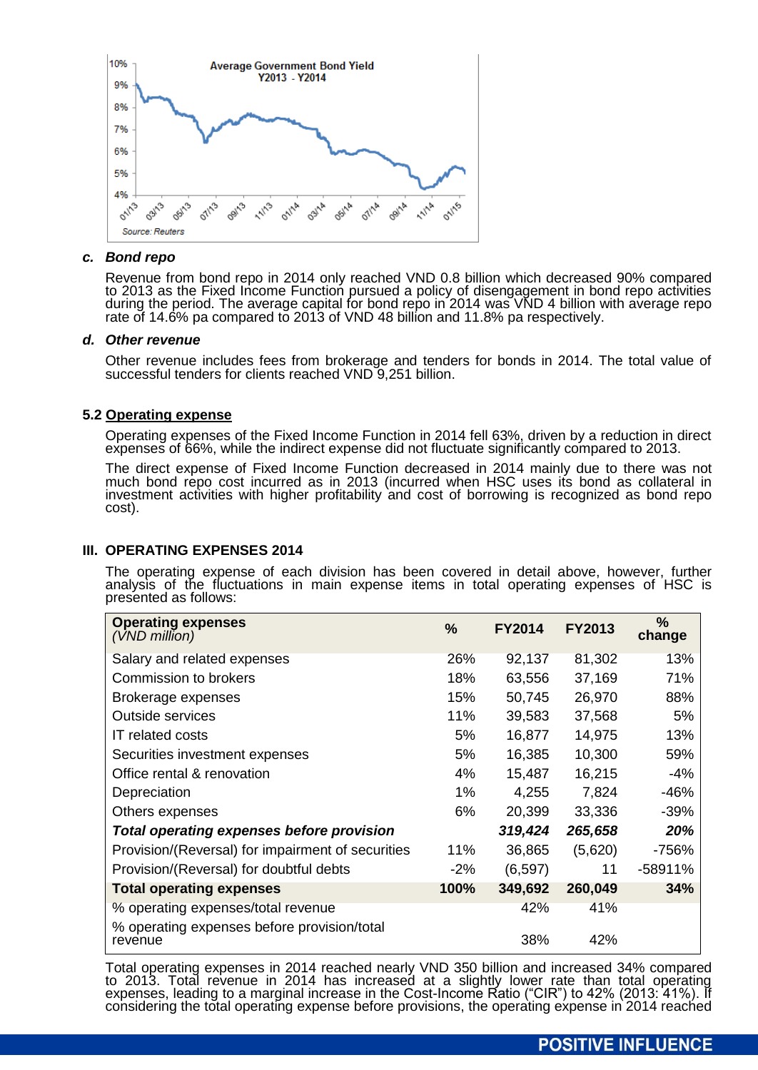Average Government Bond Yield Y2013 - Y2014

Source: Reuters

***c. Bond repo***

Revenue from bond repo in 2014 only reached VND 0.8 billion which decreased 90% compared to 2013 as the Fixed Income Function pursued a policy of disengagement in bond repo activities during the period. The average capital for bond repo in 2014 was VND 4 billion with average repo rate of 14.6% pa compared to 2013 of VND 48 billion and 11.8% pa respectively.

***d. Other revenue***

Other revenue includes fees from brokerage and tenders for bonds in 2014. The total value of successful tenders for clients reached VND 9,251 billion.

**5.2 Operating expense**

Operating expenses of the Fixed Income Function in 2014 fell 63%, driven by a reduction in direct expenses of 66%, while the indirect expense did not fluctuate significantly compared to 2013.

The direct expense of Fixed Income Function decreased in 2014 mainly due to there was not much bond repo cost incurred as in 2013 (incurred when HSC uses its bond as collateral in investment activities with higher profitability and cost of borrowing is recognized as bond repo cost).

## III. OPERATING EXPENSES 2014

The operating expense of each division has been covered in detail above, however, further analysis of the fluctuations in main expense items in total operating expenses of HSC is presented as follows:

| **Operating expenses** *(VND million)* | **%** | **FY2014** | **FY2013** | **% change** |
|---|---|---|---|---|
| Salary and related expenses | 26% | 92,137 | 81,302 | 13% |
| Commission to brokers | 18% | 63,556 | 37,169 | 71% |
| Brokerage expenses | 15% | 50,745 | 26,970 | 88% |
| Outside services | 11% | 39,583 | 37,568 | 5% |
| IT related costs | 5% | 16,877 | 14,975 | 13% |
| Securities investment expenses | 5% | 16,385 | 10,300 | 59% |
| Office rental & renovation | 4% | 15,487 | 16,215 | -4% |
| Depreciation | 1% | 4,255 | 7,824 | -46% |
| Others expenses | 6% | 20,399 | 33,336 | -39% |
| ***Total operating expenses before provision*** | | ***319,424*** | ***265,658*** | ***20%*** |
| Provision/(Reversal) for impairment of securities | 11% | 36,865 | (5,620) | -756% |
| Provision/(Reversal) for doubtful debts | -2% | (6,597) | 11 | -58911% |
| **Total operating expenses** | **100%** | **349,692** | **260,049** | **34%** |
| % operating expenses/total revenue | | 42% | 41% | |
| % operating expenses before provision/total revenue | | 38% | 42% | |

Total operating expenses in 2014 reached nearly VND 350 billion and increased 34% compared to 2013. Total revenue in 2014 has increased at a slightly lower rate than total operating expenses, leading to a marginal increase in the Cost-Income Ratio ("CIR") to 42% (2013: 41%). If considering the total operating expense before provisions, the operating expense in 2014 reached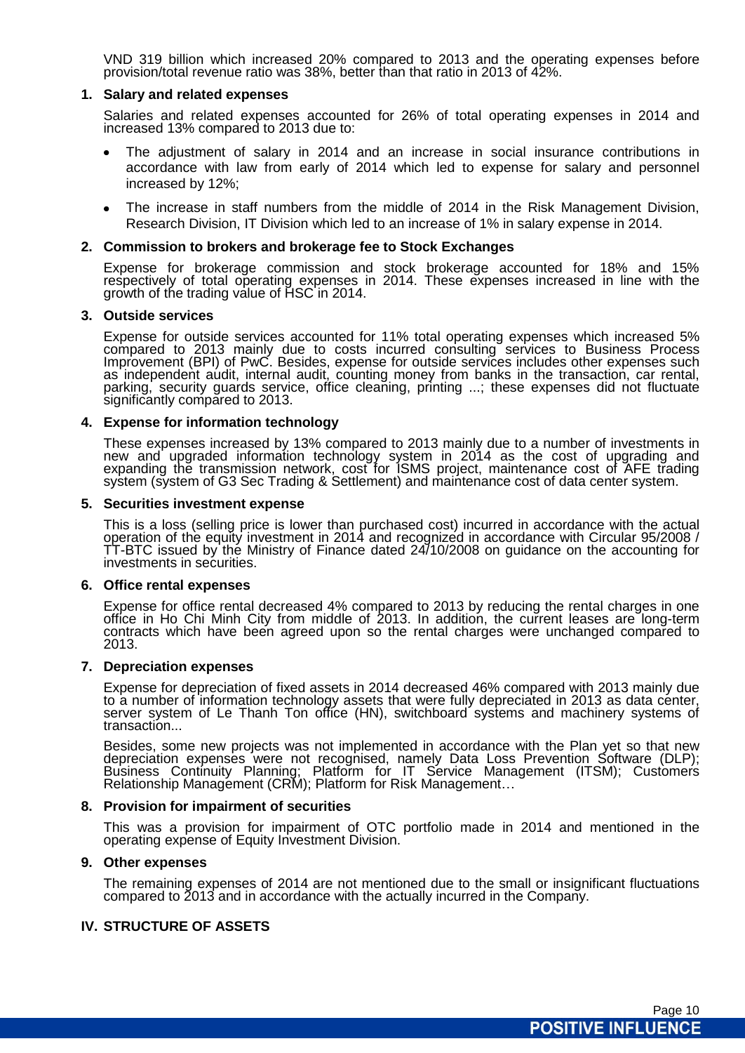VND 319 billion which increased 20% compared to 2013 and the operating expenses before provision/total revenue ratio was 38%, better than that ratio in 2013 of 42%.

### 1. Salary and related expenses

Salaries and related expenses accounted for 26% of total operating expenses in 2014 and increased 13% compared to 2013 due to:

- The adjustment of salary in 2014 and an increase in social insurance contributions in accordance with law from early of 2014 which led to expense for salary and personnel increased by 12%;
- The increase in staff numbers from the middle of 2014 in the Risk Management Division, Research Division, IT Division which led to an increase of 1% in salary expense in 2014.

### 2. Commission to brokers and brokerage fee to Stock Exchanges

Expense for brokerage commission and stock brokerage accounted for 18% and 15% respectively of total operating expenses in 2014. These expenses increased in line with the growth of the trading value of HSC in 2014.

### 3. Outside services

Expense for outside services accounted for 11% total operating expenses which increased 5% compared to 2013 mainly due to costs incurred consulting services to Business Process Improvement (BPI) of PwC. Besides, expense for outside services includes other expenses such as independent audit, internal audit, counting money from banks in the transaction, car rental, parking, security guards service, office cleaning, printing ...; these expenses did not fluctuate significantly compared to 2013.

### 4. Expense for information technology

These expenses increased by 13% compared to 2013 mainly due to a number of investments in new and upgraded information technology system in 2014 as the cost of upgrading and expanding the transmission network, cost for ISMS project, maintenance cost of AFE trading system (system of G3 Sec Trading & Settlement) and maintenance cost of data center system.

### 5. Securities investment expense

This is a loss (selling price is lower than purchased cost) incurred in accordance with the actual operation of the equity investment in 2014 and recognized in accordance with Circular 95/2008 / TT-BTC issued by the Ministry of Finance dated 24/10/2008 on guidance on the accounting for investments in securities.

### 6. Office rental expenses

Expense for office rental decreased 4% compared to 2013 by reducing the rental charges in one office in Ho Chi Minh City from middle of 2013. In addition, the current leases are long-term contracts which have been agreed upon so the rental charges were unchanged compared to 2013.

### 7. Depreciation expenses

Expense for depreciation of fixed assets in 2014 decreased 46% compared with 2013 mainly due to a number of information technology assets that were fully depreciated in 2013 as data center, server system of Le Thanh Ton office (HN), switchboard systems and machinery systems of transaction...

Besides, some new projects was not implemented in accordance with the Plan yet so that new depreciation expenses were not recognised, namely Data Loss Prevention Software (DLP); Business Continuity Planning; Platform for IT Service Management (ITSM); Customers Relationship Management (CRM); Platform for Risk Management…

### 8. Provision for impairment of securities

This was a provision for impairment of OTC portfolio made in 2014 and mentioned in the operating expense of Equity Investment Division.

### 9. Other expenses

The remaining expenses of 2014 are not mentioned due to the small or insignificant fluctuations compared to 2013 and in accordance with the actually incurred in the Company.

## IV. STRUCTURE OF ASSETS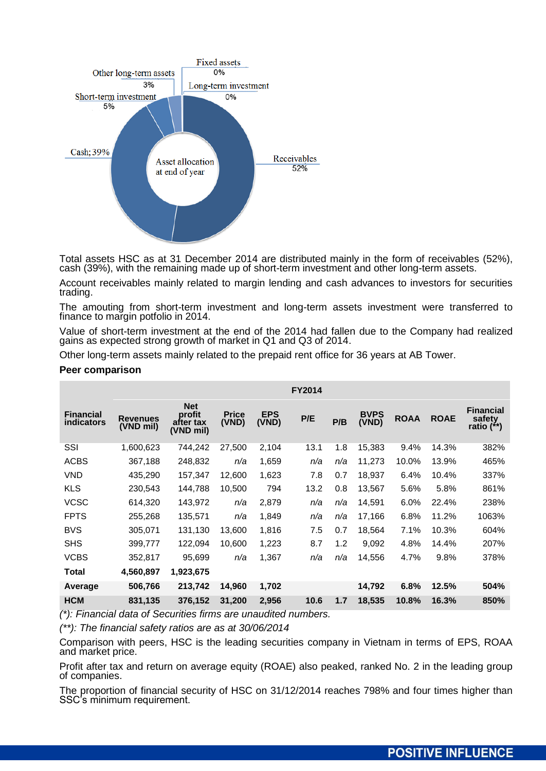Fixed assets 0%

Other long-term assets 3%

Long-term investment 0%

Short-term investment 5%

Cash; 39%

Receivables 52%

Asset allocation at end of year

Total assets HSC as at 31 December 2014 are distributed mainly in the form of receivables (52%), cash (39%), with the remaining made up of short-term investment and other long-term assets.

Account receivables mainly related to margin lending and cash advances to investors for securities trading.

The amouting from short-term investment and long-term assets investment were transferred to finance to margin potfolio in 2014.

Value of short-term investment at the end of the 2014 had fallen due to the Company had realized gains as expected strong growth of market in Q1 and Q3 of 2014.

Other long-term assets mainly related to the prepaid rent office for 36 years at AB Tower.

**Peer comparison**

| | FY2014 | | | | | | | | | |
|---|---|---|---|---|---|---|---|---|---|---|
| **Financial indicators** | **Revenues (VND mil)** | **Net profit after tax (VND mil)** | **Price (VND)** | **EPS (VND)** | **P/E** | **P/B** | **BVPS (VND)** | **ROAA** | **ROAE** | **Financial safety ratio (\*\*)** |
| SSI | 1,600,623 | 744,242 | 27,500 | 2,104 | 13.1 | 1.8 | 15,383 | 9.4% | 14.3% | 382% |
| ACBS | 367,188 | 248,832 | *n/a* | 1,659 | *n/a* | *n/a* | 11,273 | 10.0% | 13.9% | 465% |
| VND | 435,290 | 157,347 | 12,600 | 1,623 | 7.8 | 0.7 | 18,937 | 6.4% | 10.4% | 337% |
| KLS | 230,543 | 144,788 | 10,500 | 794 | 13.2 | 0.8 | 13,567 | 5.6% | 5.8% | 861% |
| VCSC | 614,320 | 143,972 | *n/a* | 2,879 | *n/a* | *n/a* | 14,591 | 6.0% | 22.4% | 238% |
| FPTS | 255,268 | 135,571 | *n/a* | 1,849 | *n/a* | *n/a* | 17,166 | 6.8% | 11.2% | 1063% |
| BVS | 305,071 | 131,130 | 13,600 | 1,816 | 7.5 | 0.7 | 18,564 | 7.1% | 10.3% | 604% |
| SHS | 399,777 | 122,094 | 10,600 | 1,223 | 8.7 | 1.2 | 9,092 | 4.8% | 14.4% | 207% |
| VCBS | 352,817 | 95,699 | *n/a* | 1,367 | *n/a* | *n/a* | 14,556 | 4.7% | 9.8% | 378% |
| **Total** | **4,560,897** | **1,923,675** | | | | | | | | |
| **Average** | **506,766** | **213,742** | **14,960** | **1,702** | | | **14,792** | **6.8%** | **12.5%** | **504%** |
| **HCM** | **831,135** | **376,152** | **31,200** | **2,956** | **10.6** | **1.7** | **18,535** | **10.8%** | **16.3%** | **850%** |

*(\*): Financial data of Securities firms are unaudited numbers.*

*(\*\*): The financial safety ratios are as at 30/06/2014*

Comparison with peers, HSC is the leading securities company in Vietnam in terms of EPS, ROAA and market price.

Profit after tax and return on average equity (ROAE) also peaked, ranked No. 2 in the leading group of companies.

The proportion of financial security of HSC on 31/12/2014 reaches 798% and four times higher than SSC's minimum requirement.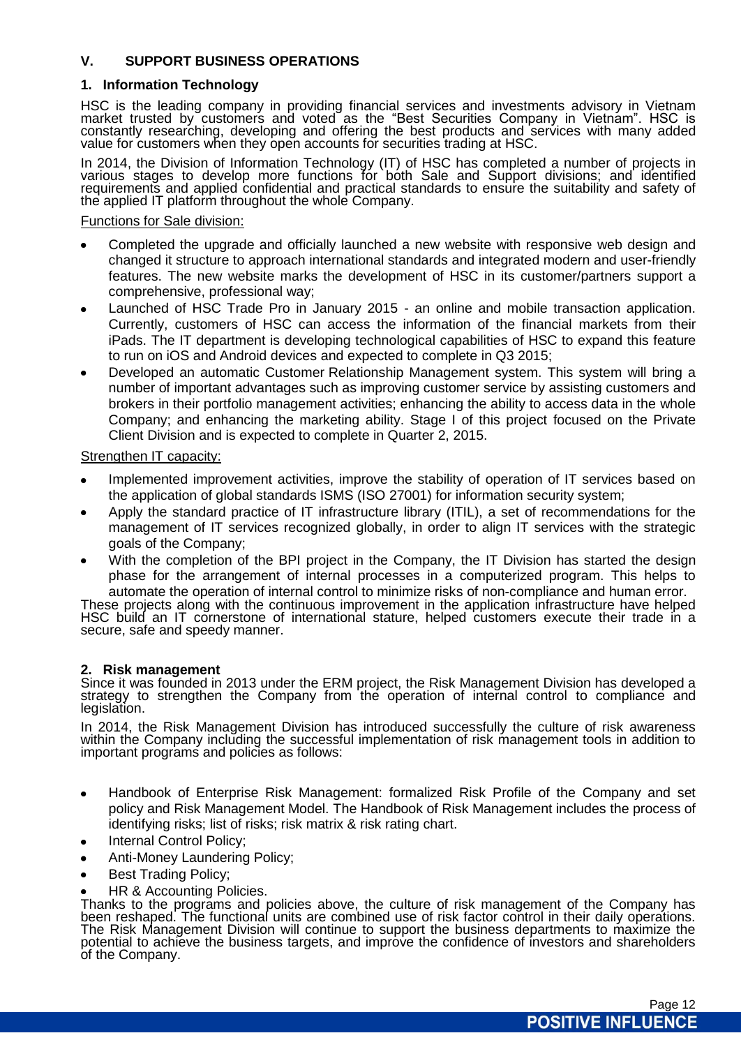# V. SUPPORT BUSINESS OPERATIONS

## 1. Information Technology

HSC is the leading company in providing financial services and investments advisory in Vietnam market trusted by customers and voted as the "Best Securities Company in Vietnam". HSC is constantly researching, developing and offering the best products and services with many added value for customers when they open accounts for securities trading at HSC.

In 2014, the Division of Information Technology (IT) of HSC has completed a number of projects in various stages to develop more functions for both Sale and Support divisions; and identified requirements and applied confidential and practical standards to ensure the suitability and safety of the applied IT platform throughout the whole Company.

Functions for Sale division:

- Completed the upgrade and officially launched a new website with responsive web design and changed it structure to approach international standards and integrated modern and user-friendly features. The new website marks the development of HSC in its customer/partners support a comprehensive, professional way;
- Launched of HSC Trade Pro in January 2015 - an online and mobile transaction application. Currently, customers of HSC can access the information of the financial markets from their iPads. The IT department is developing technological capabilities of HSC to expand this feature to run on iOS and Android devices and expected to complete in Q3 2015;
- Developed an automatic Customer Relationship Management system. This system will bring a number of important advantages such as improving customer service by assisting customers and brokers in their portfolio management activities; enhancing the ability to access data in the whole Company; and enhancing the marketing ability. Stage I of this project focused on the Private Client Division and is expected to complete in Quarter 2, 2015.

Strengthen IT capacity:

- Implemented improvement activities, improve the stability of operation of IT services based on the application of global standards ISMS (ISO 27001) for information security system;
- Apply the standard practice of IT infrastructure library (ITIL), a set of recommendations for the management of IT services recognized globally, in order to align IT services with the strategic goals of the Company;
- With the completion of the BPI project in the Company, the IT Division has started the design phase for the arrangement of internal processes in a computerized program. This helps to automate the operation of internal control to minimize risks of non-compliance and human error.

These projects along with the continuous improvement in the application infrastructure have helped HSC build an IT cornerstone of international stature, helped customers execute their trade in a secure, safe and speedy manner.

## 2. Risk management

Since it was founded in 2013 under the ERM project, the Risk Management Division has developed a strategy to strengthen the Company from the operation of internal control to compliance and legislation.

In 2014, the Risk Management Division has introduced successfully the culture of risk awareness within the Company including the successful implementation of risk management tools in addition to important programs and policies as follows:

- Handbook of Enterprise Risk Management: formalized Risk Profile of the Company and set policy and Risk Management Model. The Handbook of Risk Management includes the process of identifying risks; list of risks; risk matrix & risk rating chart.
- Internal Control Policy;
- Anti-Money Laundering Policy;
- Best Trading Policy;
- HR & Accounting Policies.

Thanks to the programs and policies above, the culture of risk management of the Company has been reshaped. The functional units are combined use of risk factor control in their daily operations. The Risk Management Division will continue to support the business departments to maximize the potential to achieve the business targets, and improve the confidence of investors and shareholders of the Company.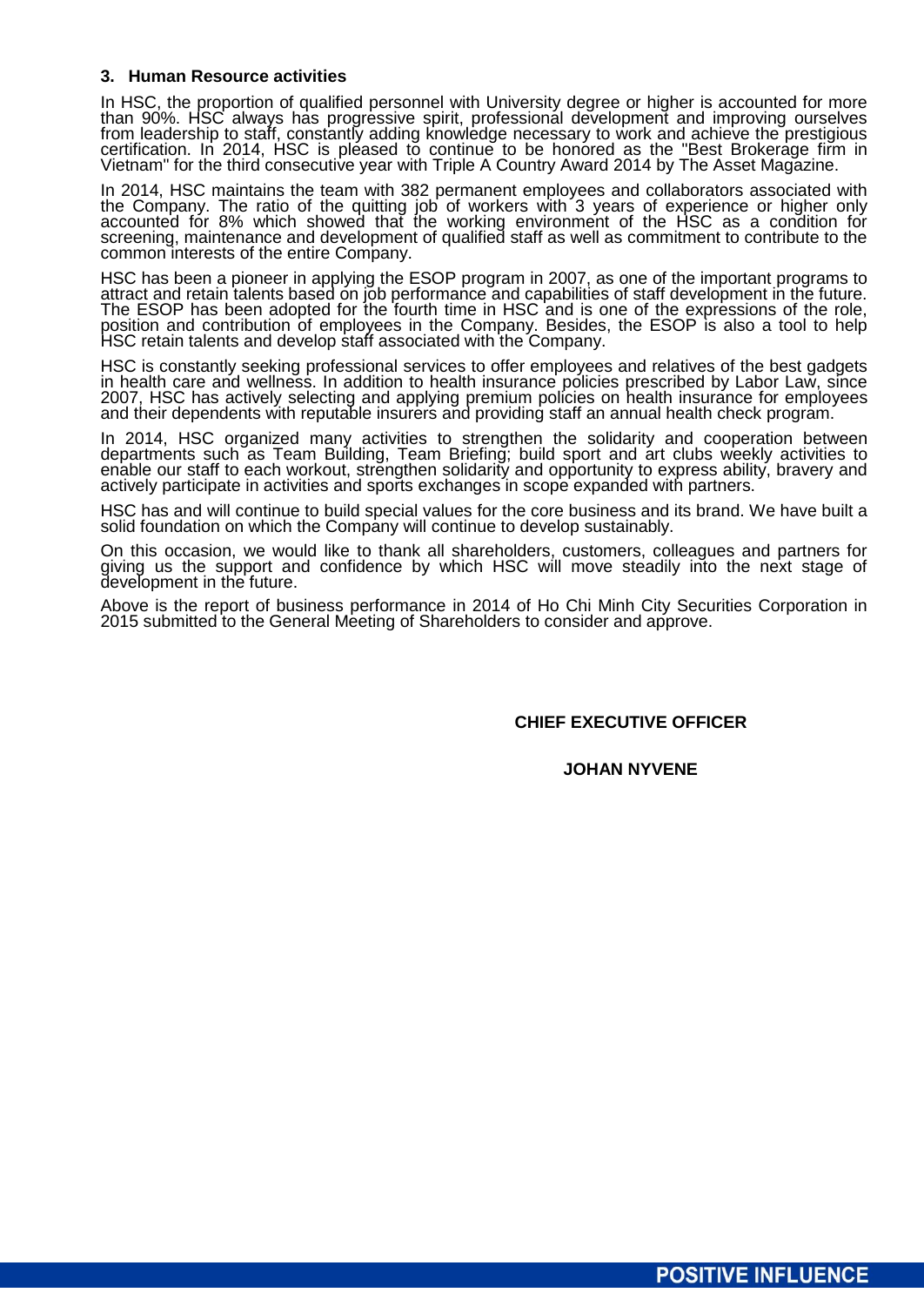### 3. Human Resource activities

In HSC, the proportion of qualified personnel with University degree or higher is accounted for more than 90%. HSC always has progressive spirit, professional development and improving ourselves from leadership to staff, constantly adding knowledge necessary to work and achieve the prestigious certification. In 2014, HSC is pleased to continue to be honored as the "Best Brokerage firm in Vietnam" for the third consecutive year with Triple A Country Award 2014 by The Asset Magazine.

In 2014, HSC maintains the team with 382 permanent employees and collaborators associated with the Company. The ratio of the quitting job of workers with 3 years of experience or higher only accounted for 8% which showed that the working environment of the HSC as a condition for screening, maintenance and development of qualified staff as well as commitment to contribute to the common interests of the entire Company.

HSC has been a pioneer in applying the ESOP program in 2007, as one of the important programs to attract and retain talents based on job performance and capabilities of staff development in the future. The ESOP has been adopted for the fourth time in HSC and is one of the expressions of the role, position and contribution of employees in the Company. Besides, the ESOP is also a tool to help HSC retain talents and develop staff associated with the Company.

HSC is constantly seeking professional services to offer employees and relatives of the best gadgets in health care and wellness. In addition to health insurance policies prescribed by Labor Law, since 2007, HSC has actively selecting and applying premium policies on health insurance for employees and their dependents with reputable insurers and providing staff an annual health check program.

In 2014, HSC organized many activities to strengthen the solidarity and cooperation between departments such as Team Building, Team Briefing; build sport and art clubs weekly activities to enable our staff to each workout, strengthen solidarity and opportunity to express ability, bravery and actively participate in activities and sports exchanges in scope expanded with partners.

HSC has and will continue to build special values for the core business and its brand. We have built a solid foundation on which the Company will continue to develop sustainably.

On this occasion, we would like to thank all shareholders, customers, colleagues and partners for giving us the support and confidence by which HSC will move steadily into the next stage of development in the future.

Above is the report of business performance in 2014 of Ho Chi Minh City Securities Corporation in 2015 submitted to the General Meeting of Shareholders to consider and approve.

**CHIEF EXECUTIVE OFFICER**

**JOHAN NYVENE**